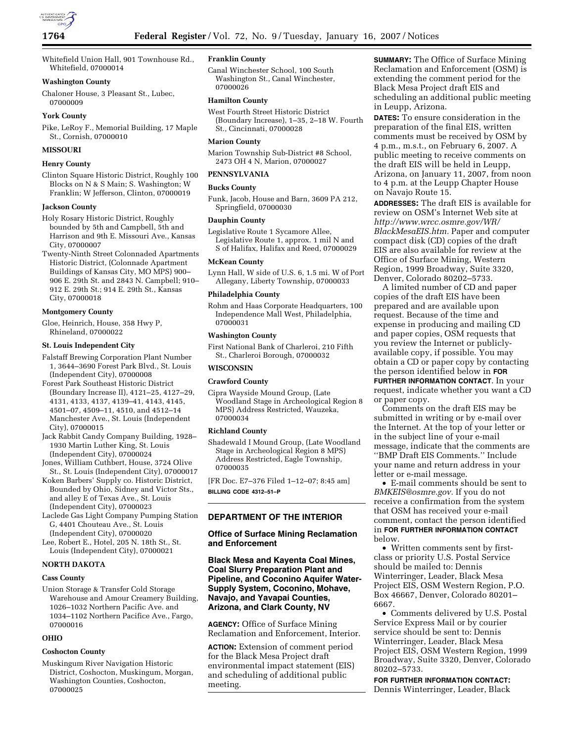Whitefield Union Hall, 901 Townhouse Rd., Whitefield, 07000014

**Washington County**

Chaloner House, 3 Pleasant St., Lubec, 07000009

**York County**

Pike, LeRoy F., Memorial Building, 17 Maple St., Cornish, 07000010

**MISSOURI**

**Henry County**

Clinton Square Historic District, Roughly 100 Blocks on N & S Main; S. Washington; W Franklin; W Jefferson, Clinton, 07000019

**Jackson County**

Holy Rosary Historic District, Roughly bounded by 5th and Campbell, 5th and Harrison and 9th E. Missouri Ave., Kansas City, 07000007

Twenty-Ninth Street Colonnaded Apartments Historic District, (Colonnade Apartment Buildings of Kansas City, MO MPS) 900–906 E. 29th St. and 2843 N. Campbell; 910–912 E. 29th St.; 914 E. 29th St., Kansas City, 07000018

**Montgomery County**

Gloe, Heinrich, House, 358 Hwy P, Rhineland, 07000022

**St. Louis Independent City**

Falstaff Brewing Corporation Plant Number 1, 3644–3690 Forest Park Blvd., St. Louis (Independent City), 07000008

Forest Park Southeast Historic District (Boundary Increase II), 4121–25, 4127–29, 4131, 4133, 4137, 4139–41, 4143, 4145, 4501–07, 4509–11, 4510, and 4512–14 Manchester Ave., St. Louis (Independent City), 07000015

Jack Rabbit Candy Company Building, 1928–1930 Martin Luther King, St. Louis (Independent City), 07000024

Jones, William Cuthbert, House, 3724 Olive St., St. Louis (Independent City), 07000017

Koken Barbers' Supply co. Historic District, Bounded by Ohio, Sidney and Victor Sts., and alley E of Texas Ave., St. Louis (Independent City), 07000023

Laclede Gas Light Company Pumping Station G, 4401 Chouteau Ave., St. Louis (Independent City), 07000020

Lee, Robert E., Hotel, 205 N. 18th St., St. Louis (Independent City), 07000021

**NORTH DAKOTA**

**Cass County**

Union Storage & Transfer Cold Storage Warehouse and Amour Creamery Building, 1026–1032 Northern Pacific Ave. and 1034–1102 Northern Pacifice Ave., Fargo, 07000016

**OHIO**

**Coshocton County**

Muskingum River Navigation Historic District, Coshocton, Muskingum, Morgan, Washington Counties, Coshocton, 07000025

**Franklin County**

Canal Winchester School, 100 South Washington St., Canal Winchester, 07000026

**Hamilton County**

West Fourth Street Historic District (Boundary Increase), 1–35, 2–18 W. Fourth St., Cincinnati, 07000028

**Marion County**

Marion Township Sub-District #8 School, 2473 OH 4 N, Marion, 07000027

**PENNSYLVANIA**

**Bucks County**

Funk, Jacob, House and Barn, 3609 PA 212, Springfield, 07000030

**Dauphin County**

Legislative Route 1 Sycamore Allee, Legislative Route 1, approx. 1 mil N and S of Halifax, Halifax and Reed, 07000029

**McKean County**

Lynn Hall, W side of U.S. 6, 1.5 mi. W of Port Allegany, Liberty Township, 07000033

**Philadelphia County**

Rohm and Haas Corporate Headquarters, 100 Independence Mall West, Philadelphia, 07000031

**Washington County**

First National Bank of Charleroi, 210 Fifth St., Charleroi Borough, 07000032

**WISCONSIN**

**Crawford County**

Cipra Wayside Mound Group, (Late Woodland Stage in Archeological Region 8 MPS) Address Restricted, Wauzeka, 07000034

**Richland County**

Shadewald I Mound Group, (Late Woodland Stage in Archeological Region 8 MPS) Address Restricted, Eagle Township, 07000035

[FR Doc. E7–376 Filed 1–12–07; 8:45 am]

**BILLING CODE 4312–51–P**

## DEPARTMENT OF THE INTERIOR

### Office of Surface Mining Reclamation and Enforcement

### Black Mesa and Kayenta Coal Mines, Coal Slurry Preparation Plant and Pipeline, and Coconino Aquifer Water-Supply System, Coconino, Mohave, Navajo, and Yavapai Counties, Arizona, and Clark County, NV

**AGENCY:** Office of Surface Mining Reclamation and Enforcement, Interior.

**ACTION:** Extension of comment period for the Black Mesa Project draft environmental impact statement (EIS) and scheduling of additional public meeting.

**SUMMARY:** The Office of Surface Mining Reclamation and Enforcement (OSM) is extending the comment period for the Black Mesa Project draft EIS and scheduling an additional public meeting in Leupp, Arizona.

**DATES:** To ensure consideration in the preparation of the final EIS, written comments must be received by OSM by 4 p.m., m.s.t., on February 6, 2007. A public meeting to receive comments on the draft EIS will be held in Leupp, Arizona, on January 11, 2007, from noon to 4 p.m. at the Leupp Chapter House on Navajo Route 15.

**ADDRESSES:** The draft EIS is available for review on OSM's Internet Web site at *http://www.wrcc.osmre.gov/WR/BlackMesaEIS.htm.* Paper and computer compact disk (CD) copies of the draft EIS are also available for review at the Office of Surface Mining, Western Region, 1999 Broadway, Suite 3320, Denver, Colorado 80202–5733.

A limited number of CD and paper copies of the draft EIS have been prepared and are available upon request. Because of the time and expense in producing and mailing CD and paper copies, OSM requests that you review the Internet or publicly-available copy, if possible. You may obtain a CD or paper copy by contacting the person identified below in **FOR FURTHER INFORMATION CONTACT**. In your request, indicate whether you want a CD or paper copy.

Comments on the draft EIS may be submitted in writing or by e-mail over the Internet. At the top of your letter or in the subject line of your e-mail message, indicate that the comments are ''BMP Draft EIS Comments.'' Include your name and return address in your letter or e-mail message.

• E-mail comments should be sent to *BMKEIS@osmre.gov.* If you do not receive a confirmation from the system that OSM has received your e-mail comment, contact the person identified in **FOR FURTHER INFORMATION CONTACT** below.

• Written comments sent by first-class or priority U.S. Postal Service should be mailed to: Dennis Winterringer, Leader, Black Mesa Project EIS, OSM Western Region, P.O. Box 46667, Denver, Colorado 80201–6667.

• Comments delivered by U.S. Postal Service Express Mail or by courier service should be sent to: Dennis Winterringer, Leader, Black Mesa Project EIS, OSM Western Region, 1999 Broadway, Suite 3320, Denver, Colorado 80202–5733.

**FOR FURTHER INFORMATION CONTACT:** Dennis Winterringer, Leader, Black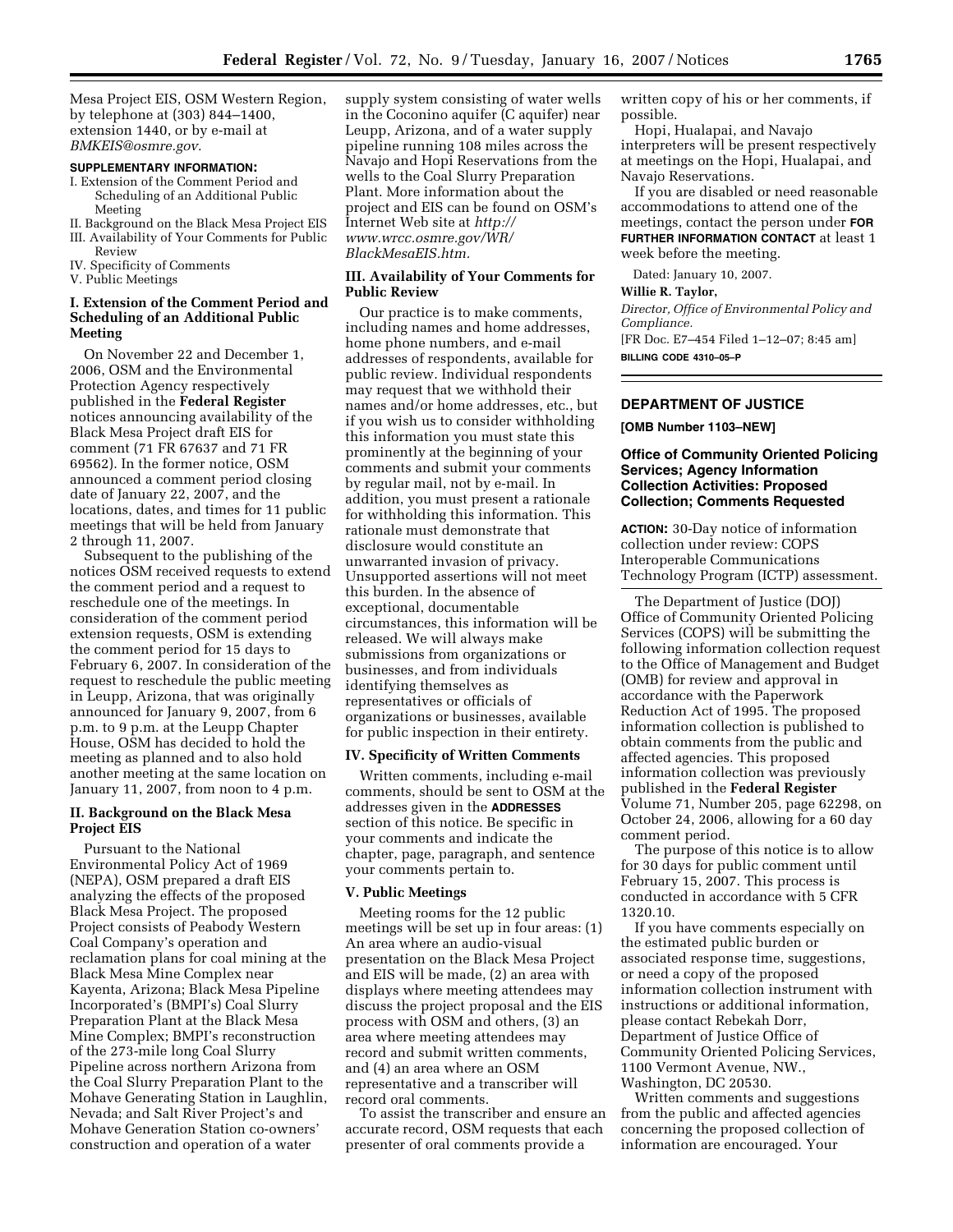Mesa Project EIS, OSM Western Region, by telephone at (303) 844–1400, extension 1440, or by e-mail at *BMKEIS@osmre.gov.*

**SUPPLEMENTARY INFORMATION:**

I. Extension of the Comment Period and Scheduling of an Additional Public Meeting
II. Background on the Black Mesa Project EIS
III. Availability of Your Comments for Public Review
IV. Specificity of Comments
V. Public Meetings

### I. Extension of the Comment Period and Scheduling of an Additional Public Meeting

On November 22 and December 1, 2006, OSM and the Environmental Protection Agency respectively published in the **Federal Register** notices announcing availability of the Black Mesa Project draft EIS for comment (71 FR 67637 and 71 FR 69562). In the former notice, OSM announced a comment period closing date of January 22, 2007, and the locations, dates, and times for 11 public meetings that will be held from January 2 through 11, 2007.

Subsequent to the publishing of the notices OSM received requests to extend the comment period and a request to reschedule one of the meetings. In consideration of the comment period extension requests, OSM is extending the comment period for 15 days to February 6, 2007. In consideration of the request to reschedule the public meeting in Leupp, Arizona, that was originally announced for January 9, 2007, from 6 p.m. to 9 p.m. at the Leupp Chapter House, OSM has decided to hold the meeting as planned and to also hold another meeting at the same location on January 11, 2007, from noon to 4 p.m.

### II. Background on the Black Mesa Project EIS

Pursuant to the National Environmental Policy Act of 1969 (NEPA), OSM prepared a draft EIS analyzing the effects of the proposed Black Mesa Project. The proposed Project consists of Peabody Western Coal Company's operation and reclamation plans for coal mining at the Black Mesa Mine Complex near Kayenta, Arizona; Black Mesa Pipeline Incorporated's (BMPI's) Coal Slurry Preparation Plant at the Black Mesa Mine Complex; BMPI's reconstruction of the 273-mile long Coal Slurry Pipeline across northern Arizona from the Coal Slurry Preparation Plant to the Mohave Generating Station in Laughlin, Nevada; and Salt River Project's and Mohave Generation Station co-owners' construction and operation of a water supply system consisting of water wells in the Coconino aquifer (C aquifer) near Leupp, Arizona, and of a water supply pipeline running 108 miles across the Navajo and Hopi Reservations from the wells to the Coal Slurry Preparation Plant. More information about the project and EIS can be found on OSM's Internet Web site at *http://www.wrcc.osmre.gov/WR/BlackMesaEIS.htm.*

### III. Availability of Your Comments for Public Review

Our practice is to make comments, including names and home addresses, home phone numbers, and e-mail addresses of respondents, available for public review. Individual respondents may request that we withhold their names and/or home addresses, etc., but if you wish us to consider withholding this information you must state this prominently at the beginning of your comments and submit your comments by regular mail, not by e-mail. In addition, you must present a rationale for withholding this information. This rationale must demonstrate that disclosure would constitute an unwarranted invasion of privacy. Unsupported assertions will not meet this burden. In the absence of exceptional, documentable circumstances, this information will be released. We will always make submissions from organizations or businesses, and from individuals identifying themselves as representatives or officials of organizations or businesses, available for public inspection in their entirety.

### IV. Specificity of Written Comments

Written comments, including e-mail comments, should be sent to OSM at the addresses given in the **ADDRESSES** section of this notice. Be specific in your comments and indicate the chapter, page, paragraph, and sentence your comments pertain to.

### V. Public Meetings

Meeting rooms for the 12 public meetings will be set up in four areas: (1) An area where an audio-visual presentation on the Black Mesa Project and EIS will be made, (2) an area with displays where meeting attendees may discuss the project proposal and the EIS process with OSM and others, (3) an area where meeting attendees may record and submit written comments, and (4) an area where an OSM representative and a transcriber will record oral comments.

To assist the transcriber and ensure an accurate record, OSM requests that each presenter of oral comments provide a written copy of his or her comments, if possible.

Hopi, Hualapai, and Navajo interpreters will be present respectively at meetings on the Hopi, Hualapai, and Navajo Reservations.

If you are disabled or need reasonable accommodations to attend one of the meetings, contact the person under **FOR FURTHER INFORMATION CONTACT** at least 1 week before the meeting.

Dated: January 10, 2007.

**Willie R. Taylor,**

*Director, Office of Environmental Policy and Compliance.*

[FR Doc. E7–454 Filed 1–12–07; 8:45 am]

**BILLING CODE 4310–05–P**

## DEPARTMENT OF JUSTICE

**[OMB Number 1103–NEW]**

### Office of Community Oriented Policing Services; Agency Information Collection Activities: Proposed Collection; Comments Requested

**ACTION:** 30-Day notice of information collection under review: COPS Interoperable Communications Technology Program (ICTP) assessment.

The Department of Justice (DOJ) Office of Community Oriented Policing Services (COPS) will be submitting the following information collection request to the Office of Management and Budget (OMB) for review and approval in accordance with the Paperwork Reduction Act of 1995. The proposed information collection is published to obtain comments from the public and affected agencies. This proposed information collection was previously published in the **Federal Register** Volume 71, Number 205, page 62298, on October 24, 2006, allowing for a 60 day comment period.

The purpose of this notice is to allow for 30 days for public comment until February 15, 2007. This process is conducted in accordance with 5 CFR 1320.10.

If you have comments especially on the estimated public burden or associated response time, suggestions, or need a copy of the proposed information collection instrument with instructions or additional information, please contact Rebekah Dorr, Department of Justice Office of Community Oriented Policing Services, 1100 Vermont Avenue, NW., Washington, DC 20530.

Written comments and suggestions from the public and affected agencies concerning the proposed collection of information are encouraged. Your